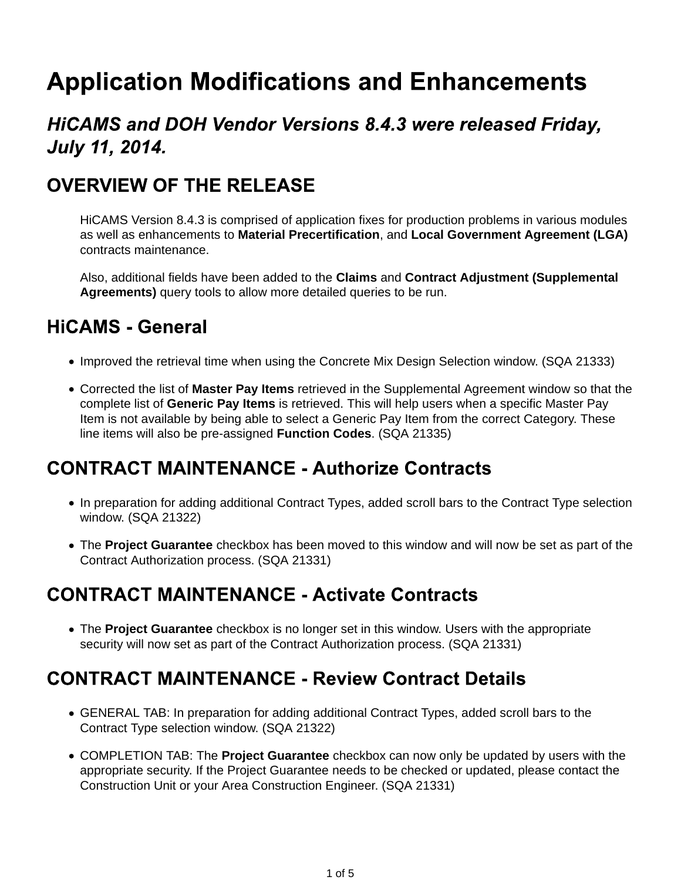# Application Modifications and Enhancements

## *HiCAMS and DOH Vendor Versions 8.4.3 were released Friday, July 11, 2014.*

## OVERVIEW OF THE RELEASE

HiCAMS Version 8.4.3 is comprised of application fixes for production problems in various modules as well as enhancements to **Material Precertification**, and **Local Government Agreement (LGA)** contracts maintenance.

Also, additional fields have been added to the **Claims** and **Contract Adjustment (Supplemental Agreements)** query tools to allow more detailed queries to be run.

## HiCAMS - General

- Improved the retrieval time when using the Concrete Mix Design Selection window. (SQA 21333)
- Corrected the list of **Master Pay Items** retrieved in the Supplemental Agreement window so that the complete list of **Generic Pay Items** is retrieved. This will help users when a specific Master Pay Item is not available by being able to select a Generic Pay Item from the correct Category. These line items will also be pre-assigned **Function Codes**. (SQA 21335)

## CONTRACT MAINTENANCE - Authorize Contracts

- In preparation for adding additional Contract Types, added scroll bars to the Contract Type selection window. (SQA 21322)
- The **Project Guarantee** checkbox has been moved to this window and will now be set as part of the Contract Authorization process. (SQA 21331)

## CONTRACT MAINTENANCE - Activate Contracts

- The **Project Guarantee** checkbox is no longer set in this window. Users with the appropriate security will now set as part of the Contract Authorization process. (SQA 21331)

## CONTRACT MAINTENANCE - Review Contract Details

- GENERAL TAB: In preparation for adding additional Contract Types, added scroll bars to the Contract Type selection window. (SQA 21322)
- COMPLETION TAB: The **Project Guarantee** checkbox can now only be updated by users with the appropriate security. If the Project Guarantee needs to be checked or updated, please contact the Construction Unit or your Area Construction Engineer. (SQA 21331)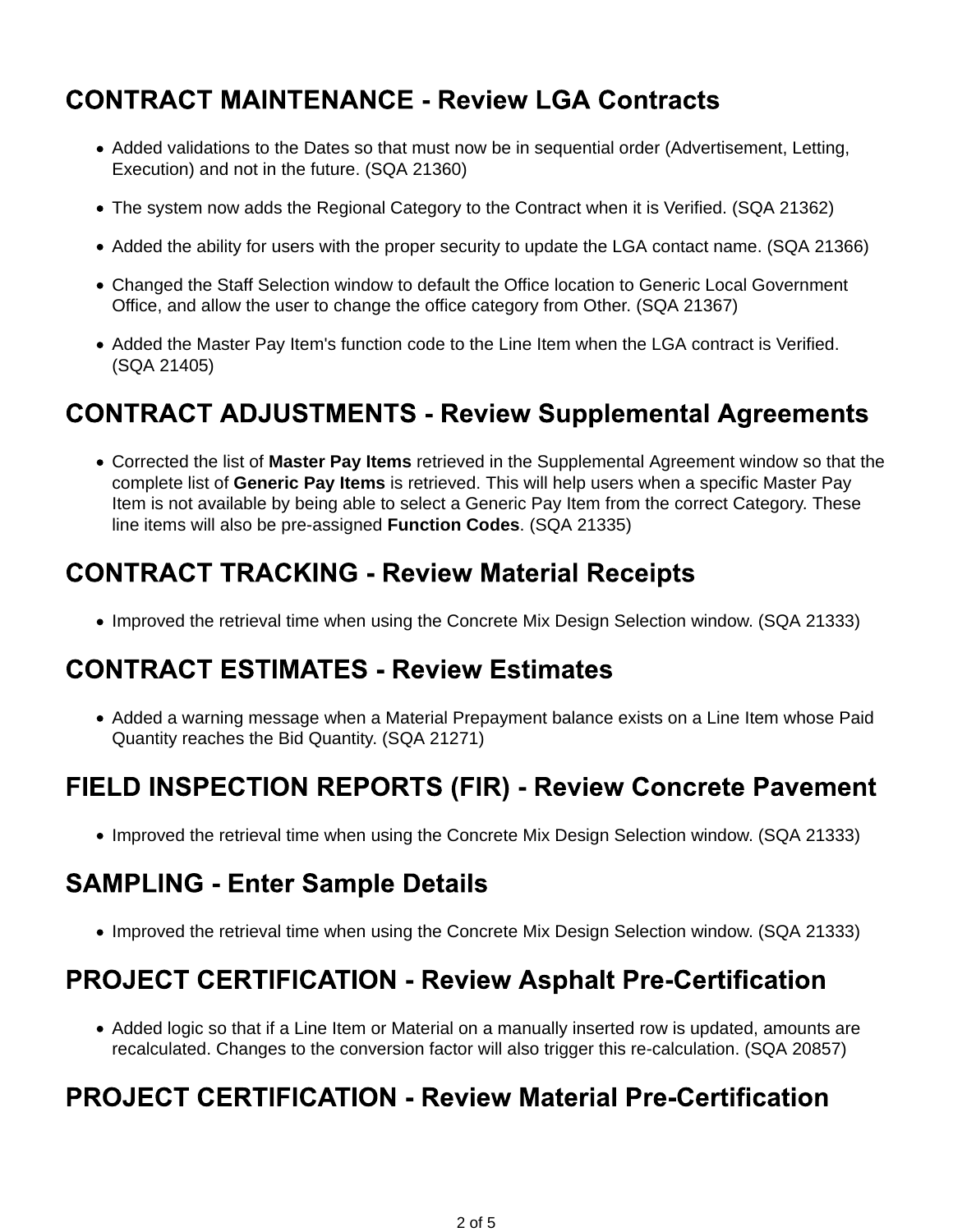## CONTRACT MAINTENANCE - Review LGA Contracts

- Added validations to the Dates so that must now be in sequential order (Advertisement, Letting, Execution) and not in the future. (SQA 21360)
- The system now adds the Regional Category to the Contract when it is Verified. (SQA 21362)
- Added the ability for users with the proper security to update the LGA contact name. (SQA 21366)
- Changed the Staff Selection window to default the Office location to Generic Local Government Office, and allow the user to change the office category from Other. (SQA 21367)
- Added the Master Pay Item's function code to the Line Item when the LGA contract is Verified. (SQA 21405)

## CONTRACT ADJUSTMENTS - Review Supplemental Agreements

- Corrected the list of **Master Pay Items** retrieved in the Supplemental Agreement window so that the complete list of **Generic Pay Items** is retrieved. This will help users when a specific Master Pay Item is not available by being able to select a Generic Pay Item from the correct Category. These line items will also be pre-assigned **Function Codes**. (SQA 21335)

## CONTRACT TRACKING - Review Material Receipts

- Improved the retrieval time when using the Concrete Mix Design Selection window. (SQA 21333)

## CONTRACT ESTIMATES - Review Estimates

- Added a warning message when a Material Prepayment balance exists on a Line Item whose Paid Quantity reaches the Bid Quantity. (SQA 21271)

## FIELD INSPECTION REPORTS (FIR) - Review Concrete Pavement

- Improved the retrieval time when using the Concrete Mix Design Selection window. (SQA 21333)

## SAMPLING - Enter Sample Details

- Improved the retrieval time when using the Concrete Mix Design Selection window. (SQA 21333)

## PROJECT CERTIFICATION - Review Asphalt Pre-Certification

- Added logic so that if a Line Item or Material on a manually inserted row is updated, amounts are recalculated. Changes to the conversion factor will also trigger this re-calculation. (SQA 20857)

## PROJECT CERTIFICATION - Review Material Pre-Certification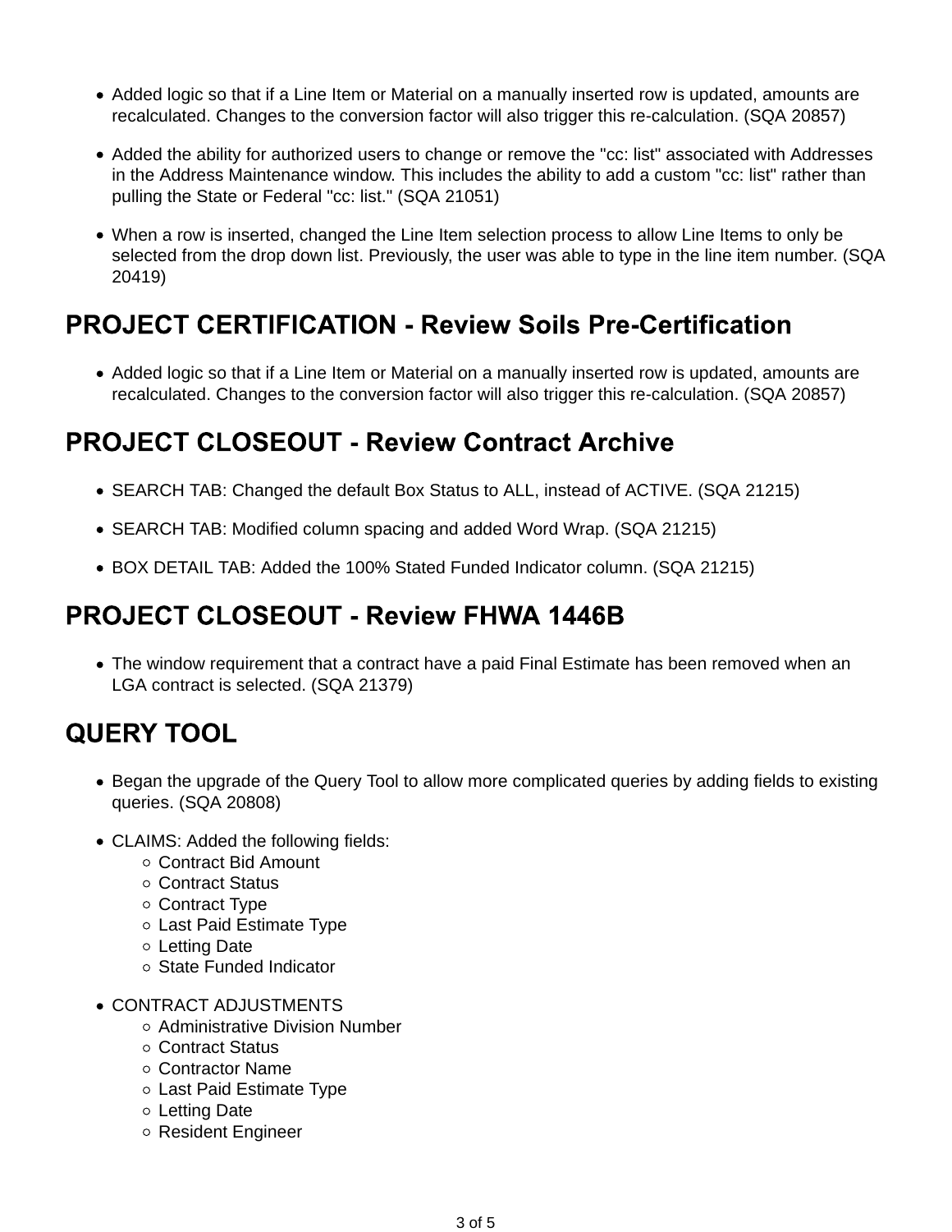- Added logic so that if a Line Item or Material on a manually inserted row is updated, amounts are recalculated. Changes to the conversion factor will also trigger this re-calculation. (SQA 20857)
- Added the ability for authorized users to change or remove the "cc: list" associated with Addresses in the Address Maintenance window. This includes the ability to add a custom "cc: list" rather than pulling the State or Federal "cc: list." (SQA 21051)
- When a row is inserted, changed the Line Item selection process to allow Line Items to only be selected from the drop down list. Previously, the user was able to type in the line item number. (SQA 20419)

## PROJECT CERTIFICATION - Review Soils Pre-Certification

- Added logic so that if a Line Item or Material on a manually inserted row is updated, amounts are recalculated. Changes to the conversion factor will also trigger this re-calculation. (SQA 20857)

## PROJECT CLOSEOUT - Review Contract Archive

- SEARCH TAB: Changed the default Box Status to ALL, instead of ACTIVE. (SQA 21215)
- SEARCH TAB: Modified column spacing and added Word Wrap. (SQA 21215)
- BOX DETAIL TAB: Added the 100% Stated Funded Indicator column. (SQA 21215)

## PROJECT CLOSEOUT - Review FHWA 1446B

- The window requirement that a contract have a paid Final Estimate has been removed when an LGA contract is selected. (SQA 21379)

## QUERY TOOL

- Began the upgrade of the Query Tool to allow more complicated queries by adding fields to existing queries. (SQA 20808)
- CLAIMS: Added the following fields:
  - Contract Bid Amount
  - Contract Status
  - Contract Type
  - Last Paid Estimate Type
  - Letting Date
  - State Funded Indicator
- CONTRACT ADJUSTMENTS
  - Administrative Division Number
  - Contract Status
  - Contractor Name
  - Last Paid Estimate Type
  - Letting Date
  - Resident Engineer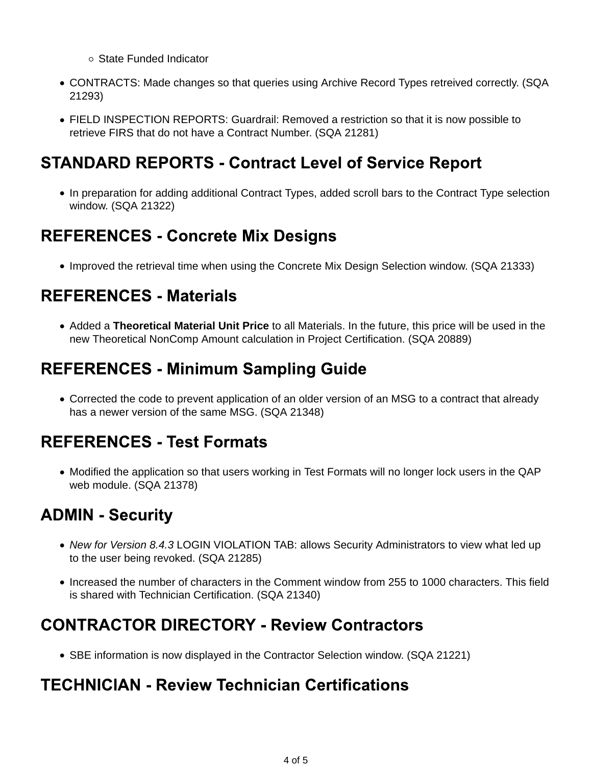- State Funded Indicator

- CONTRACTS: Made changes so that queries using Archive Record Types retreived correctly. (SQA 21293)
- FIELD INSPECTION REPORTS: Guardrail: Removed a restriction so that it is now possible to retrieve FIRS that do not have a Contract Number. (SQA 21281)

## STANDARD REPORTS - Contract Level of Service Report

- In preparation for adding additional Contract Types, added scroll bars to the Contract Type selection window. (SQA 21322)

## REFERENCES - Concrete Mix Designs

- Improved the retrieval time when using the Concrete Mix Design Selection window. (SQA 21333)

## REFERENCES - Materials

- Added a **Theoretical Material Unit Price** to all Materials. In the future, this price will be used in the new Theoretical NonComp Amount calculation in Project Certification. (SQA 20889)

## REFERENCES - Minimum Sampling Guide

- Corrected the code to prevent application of an older version of an MSG to a contract that already has a newer version of the same MSG. (SQA 21348)

## REFERENCES - Test Formats

- Modified the application so that users working in Test Formats will no longer lock users in the QAP web module. (SQA 21378)

## ADMIN - Security

- *New for Version 8.4.3* LOGIN VIOLATION TAB: allows Security Administrators to view what led up to the user being revoked. (SQA 21285)
- Increased the number of characters in the Comment window from 255 to 1000 characters. This field is shared with Technician Certification. (SQA 21340)

## CONTRACTOR DIRECTORY - Review Contractors

- SBE information is now displayed in the Contractor Selection window. (SQA 21221)

## TECHNICIAN - Review Technician Certifications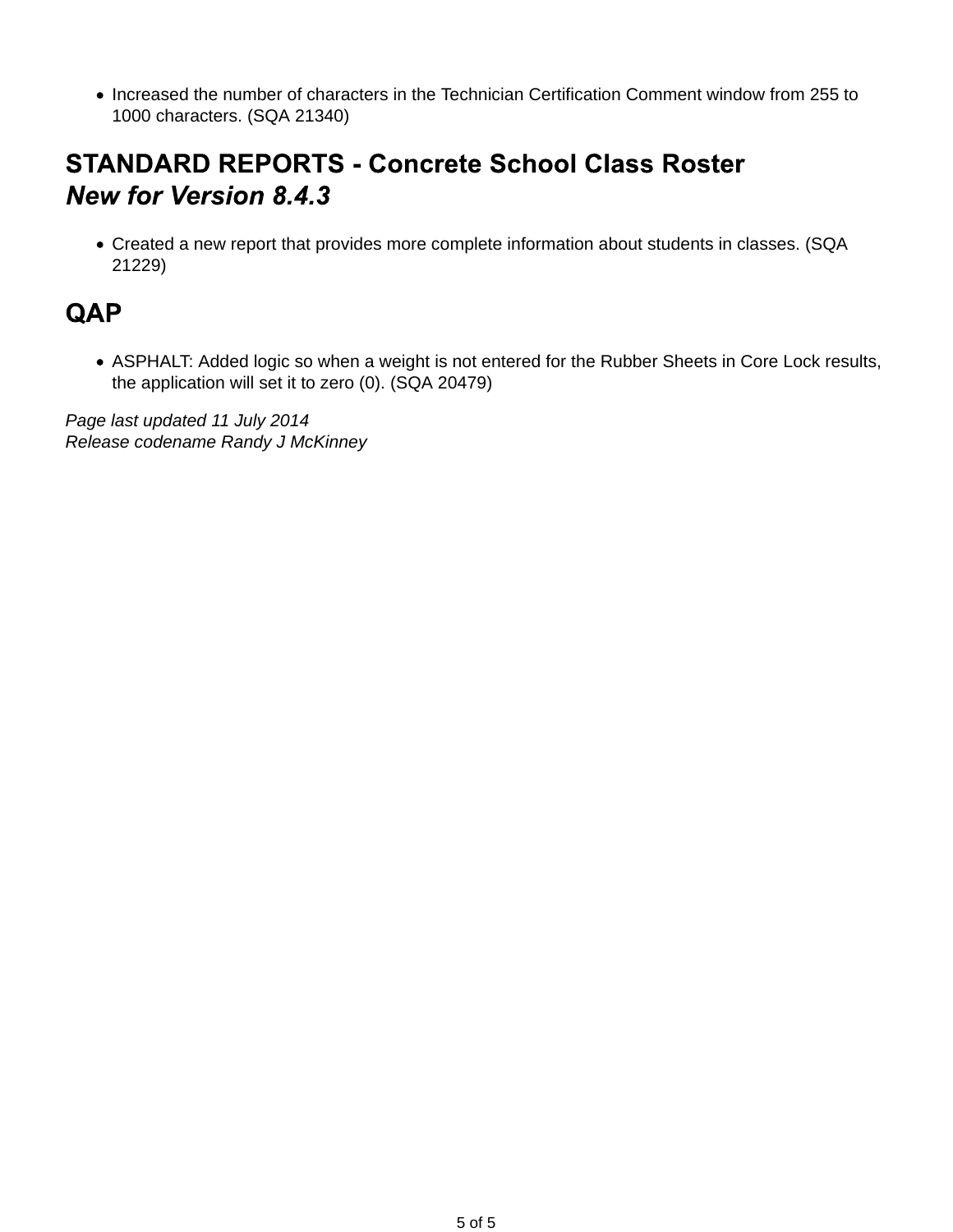- Increased the number of characters in the Technician Certification Comment window from 255 to 1000 characters. (SQA 21340)

## STANDARD REPORTS - Concrete School Class Roster
### *New for Version 8.4.3*

- Created a new report that provides more complete information about students in classes. (SQA 21229)

## QAP

- ASPHALT: Added logic so when a weight is not entered for the Rubber Sheets in Core Lock results, the application will set it to zero (0). (SQA 20479)

*Page last updated 11 July 2014*
*Release codename Randy J McKinney*